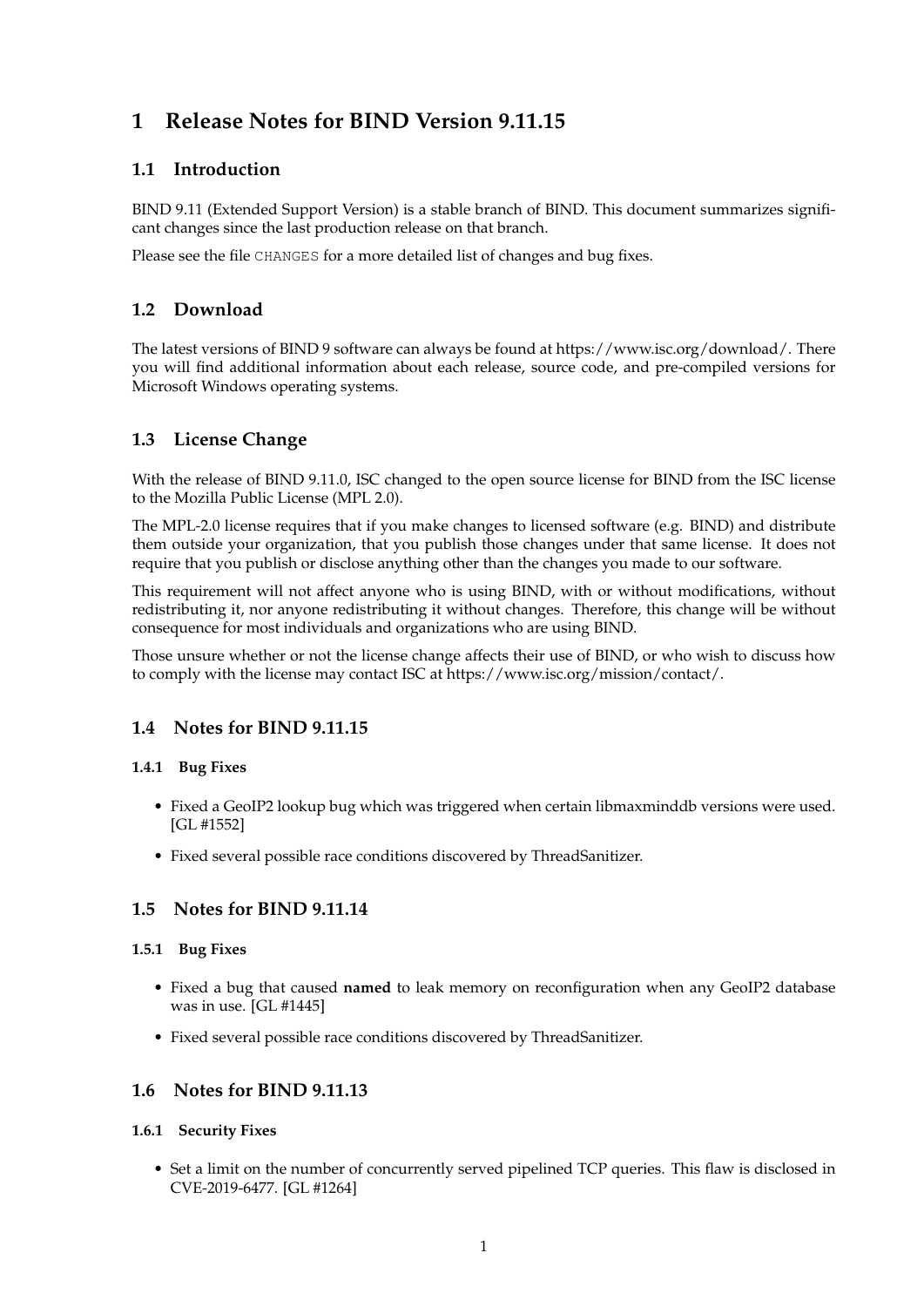# 1 Release Notes for BIND Version 9.11.15

## 1.1 Introduction

BIND 9.11 (Extended Support Version) is a stable branch of BIND. This document summarizes significant changes since the last production release on that branch.

Please see the file `CHANGES` for a more detailed list of changes and bug fixes.

## 1.2 Download

The latest versions of BIND 9 software can always be found at https://www.isc.org/download/. There you will find additional information about each release, source code, and pre-compiled versions for Microsoft Windows operating systems.

## 1.3 License Change

With the release of BIND 9.11.0, ISC changed to the open source license for BIND from the ISC license to the Mozilla Public License (MPL 2.0).

The MPL-2.0 license requires that if you make changes to licensed software (e.g. BIND) and distribute them outside your organization, that you publish those changes under that same license. It does not require that you publish or disclose anything other than the changes you made to our software.

This requirement will not affect anyone who is using BIND, with or without modifications, without redistributing it, nor anyone redistributing it without changes. Therefore, this change will be without consequence for most individuals and organizations who are using BIND.

Those unsure whether or not the license change affects their use of BIND, or who wish to discuss how to comply with the license may contact ISC at https://www.isc.org/mission/contact/.

## 1.4 Notes for BIND 9.11.15

### 1.4.1 Bug Fixes

- Fixed a GeoIP2 lookup bug which was triggered when certain libmaxminddb versions were used. [GL #1552]
- Fixed several possible race conditions discovered by ThreadSanitizer.

## 1.5 Notes for BIND 9.11.14

### 1.5.1 Bug Fixes

- Fixed a bug that caused **named** to leak memory on reconfiguration when any GeoIP2 database was in use. [GL #1445]
- Fixed several possible race conditions discovered by ThreadSanitizer.

## 1.6 Notes for BIND 9.11.13

### 1.6.1 Security Fixes

- Set a limit on the number of concurrently served pipelined TCP queries. This flaw is disclosed in CVE-2019-6477. [GL #1264]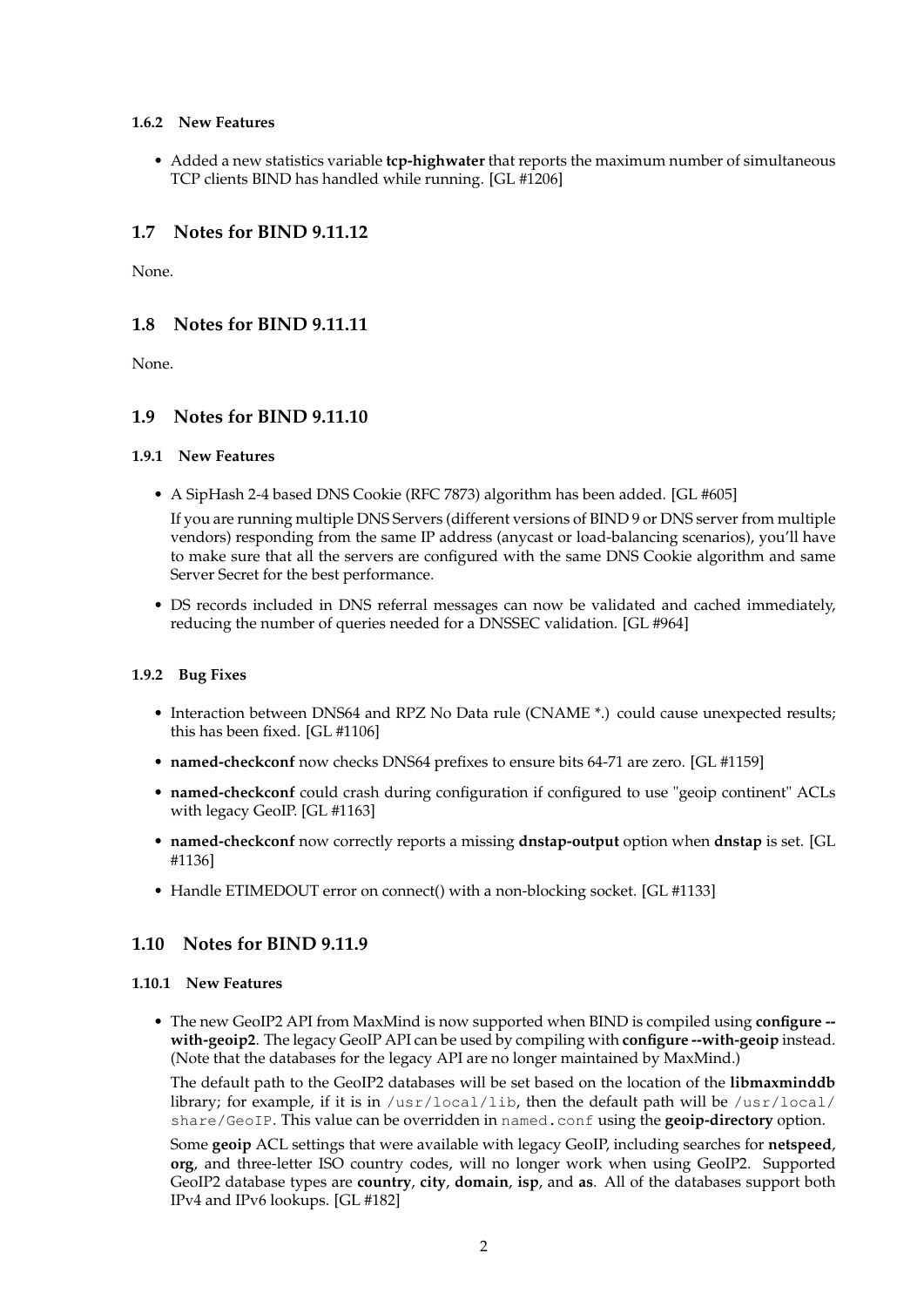#### 1.6.2 New Features

- Added a new statistics variable **tcp-highwater** that reports the maximum number of simultaneous TCP clients BIND has handled while running. [GL #1206]

### 1.7 Notes for BIND 9.11.12

None.

### 1.8 Notes for BIND 9.11.11

None.

### 1.9 Notes for BIND 9.11.10

#### 1.9.1 New Features

- A SipHash 2-4 based DNS Cookie (RFC 7873) algorithm has been added. [GL #605]

  If you are running multiple DNS Servers (different versions of BIND 9 or DNS server from multiple vendors) responding from the same IP address (anycast or load-balancing scenarios), you'll have to make sure that all the servers are configured with the same DNS Cookie algorithm and same Server Secret for the best performance.

- DS records included in DNS referral messages can now be validated and cached immediately, reducing the number of queries needed for a DNSSEC validation. [GL #964]

#### 1.9.2 Bug Fixes

- Interaction between DNS64 and RPZ No Data rule (CNAME *.) could cause unexpected results; this has been fixed. [GL #1106]
- **named-checkconf** now checks DNS64 prefixes to ensure bits 64-71 are zero. [GL #1159]
- **named-checkconf** could crash during configuration if configured to use "geoip continent" ACLs with legacy GeoIP. [GL #1163]
- **named-checkconf** now correctly reports a missing **dnstap-output** option when **dnstap** is set. [GL #1136]
- Handle ETIMEDOUT error on connect() with a non-blocking socket. [GL #1133]

### 1.10 Notes for BIND 9.11.9

#### 1.10.1 New Features

- The new GeoIP2 API from MaxMind is now supported when BIND is compiled using **configure --with-geoip2**. The legacy GeoIP API can be used by compiling with **configure --with-geoip** instead. (Note that the databases for the legacy API are no longer maintained by MaxMind.)

  The default path to the GeoIP2 databases will be set based on the location of the **libmaxminddb** library; for example, if it is in `/usr/local/lib`, then the default path will be `/usr/local/share/GeoIP`. This value can be overridden in `named.conf` using the **geoip-directory** option.

  Some **geoip** ACL settings that were available with legacy GeoIP, including searches for **netspeed**, **org**, and three-letter ISO country codes, will no longer work when using GeoIP2. Supported GeoIP2 database types are **country**, **city**, **domain**, **isp**, and **as**. All of the databases support both IPv4 and IPv6 lookups. [GL #182]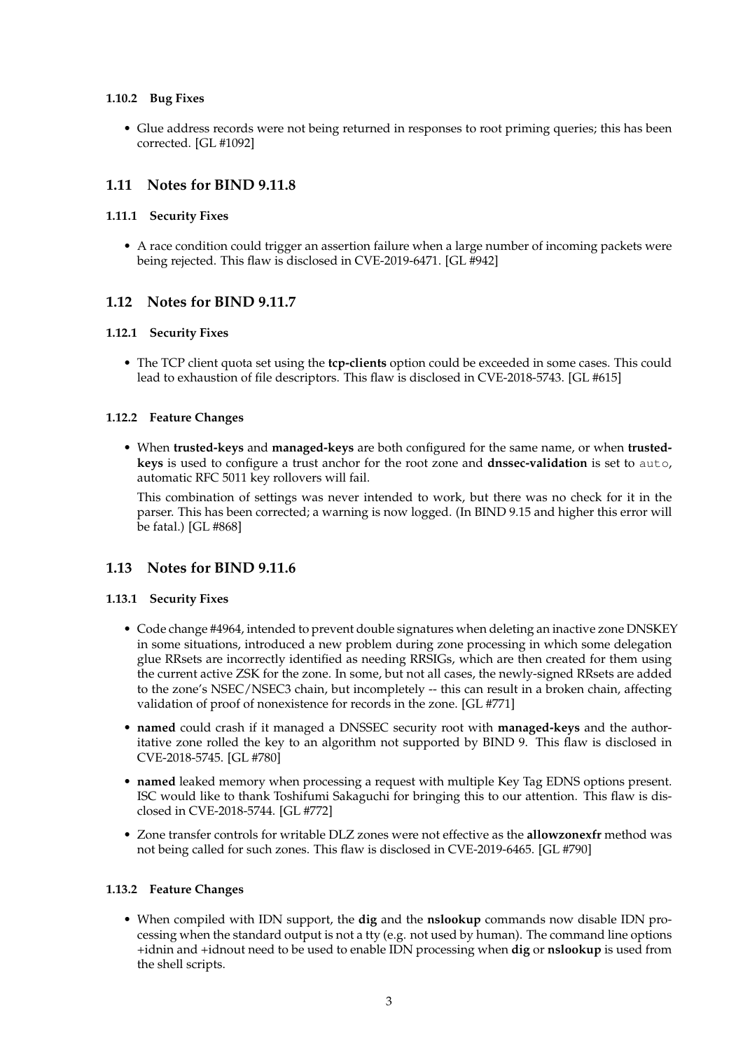#### 1.10.2 Bug Fixes

- Glue address records were not being returned in responses to root priming queries; this has been corrected. [GL #1092]

### 1.11 Notes for BIND 9.11.8

#### 1.11.1 Security Fixes

- A race condition could trigger an assertion failure when a large number of incoming packets were being rejected. This flaw is disclosed in CVE-2019-6471. [GL #942]

### 1.12 Notes for BIND 9.11.7

#### 1.12.1 Security Fixes

- The TCP client quota set using the **tcp-clients** option could be exceeded in some cases. This could lead to exhaustion of file descriptors. This flaw is disclosed in CVE-2018-5743. [GL #615]

#### 1.12.2 Feature Changes

- When **trusted-keys** and **managed-keys** are both configured for the same name, or when **trusted-keys** is used to configure a trust anchor for the root zone and **dnssec-validation** is set to `auto`, automatic RFC 5011 key rollovers will fail.

  This combination of settings was never intended to work, but there was no check for it in the parser. This has been corrected; a warning is now logged. (In BIND 9.15 and higher this error will be fatal.) [GL #868]

### 1.13 Notes for BIND 9.11.6

#### 1.13.1 Security Fixes

- Code change #4964, intended to prevent double signatures when deleting an inactive zone DNSKEY in some situations, introduced a new problem during zone processing in which some delegation glue RRsets are incorrectly identified as needing RRSIGs, which are then created for them using the current active ZSK for the zone. In some, but not all cases, the newly-signed RRsets are added to the zone's NSEC/NSEC3 chain, but incompletely -- this can result in a broken chain, affecting validation of proof of nonexistence for records in the zone. [GL #771]
- **named** could crash if it managed a DNSSEC security root with **managed-keys** and the authoritative zone rolled the key to an algorithm not supported by BIND 9. This flaw is disclosed in CVE-2018-5745. [GL #780]
- **named** leaked memory when processing a request with multiple Key Tag EDNS options present. ISC would like to thank Toshifumi Sakaguchi for bringing this to our attention. This flaw is disclosed in CVE-2018-5744. [GL #772]
- Zone transfer controls for writable DLZ zones were not effective as the **allowzonexfr** method was not being called for such zones. This flaw is disclosed in CVE-2019-6465. [GL #790]

#### 1.13.2 Feature Changes

- When compiled with IDN support, the **dig** and the **nslookup** commands now disable IDN processing when the standard output is not a tty (e.g. not used by human). The command line options +idnin and +idnout need to be used to enable IDN processing when **dig** or **nslookup** is used from the shell scripts.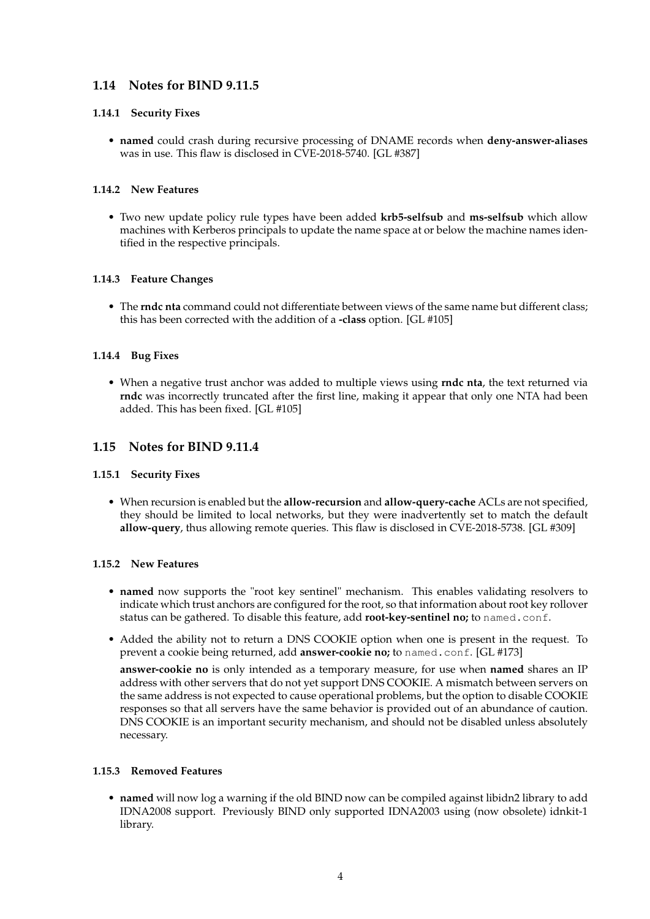## 1.14 Notes for BIND 9.11.5

### 1.14.1 Security Fixes

- **named** could crash during recursive processing of DNAME records when **deny-answer-aliases** was in use. This flaw is disclosed in CVE-2018-5740. [GL #387]

### 1.14.2 New Features

- Two new update policy rule types have been added **krb5-selfsub** and **ms-selfsub** which allow machines with Kerberos principals to update the name space at or below the machine names identified in the respective principals.

### 1.14.3 Feature Changes

- The **rndc nta** command could not differentiate between views of the same name but different class; this has been corrected with the addition of a **-class** option. [GL #105]

### 1.14.4 Bug Fixes

- When a negative trust anchor was added to multiple views using **rndc nta**, the text returned via **rndc** was incorrectly truncated after the first line, making it appear that only one NTA had been added. This has been fixed. [GL #105]

## 1.15 Notes for BIND 9.11.4

### 1.15.1 Security Fixes

- When recursion is enabled but the **allow-recursion** and **allow-query-cache** ACLs are not specified, they should be limited to local networks, but they were inadvertently set to match the default **allow-query**, thus allowing remote queries. This flaw is disclosed in CVE-2018-5738. [GL #309]

### 1.15.2 New Features

- **named** now supports the "root key sentinel" mechanism. This enables validating resolvers to indicate which trust anchors are configured for the root, so that information about root key rollover status can be gathered. To disable this feature, add **root-key-sentinel no;** to `named.conf`.
- Added the ability not to return a DNS COOKIE option when one is present in the request. To prevent a cookie being returned, add **answer-cookie no;** to `named.conf`. [GL #173]

  **answer-cookie no** is only intended as a temporary measure, for use when **named** shares an IP address with other servers that do not yet support DNS COOKIE. A mismatch between servers on the same address is not expected to cause operational problems, but the option to disable COOKIE responses so that all servers have the same behavior is provided out of an abundance of caution. DNS COOKIE is an important security mechanism, and should not be disabled unless absolutely necessary.

### 1.15.3 Removed Features

- **named** will now log a warning if the old BIND now can be compiled against libidn2 library to add IDNA2008 support. Previously BIND only supported IDNA2003 using (now obsolete) idnkit-1 library.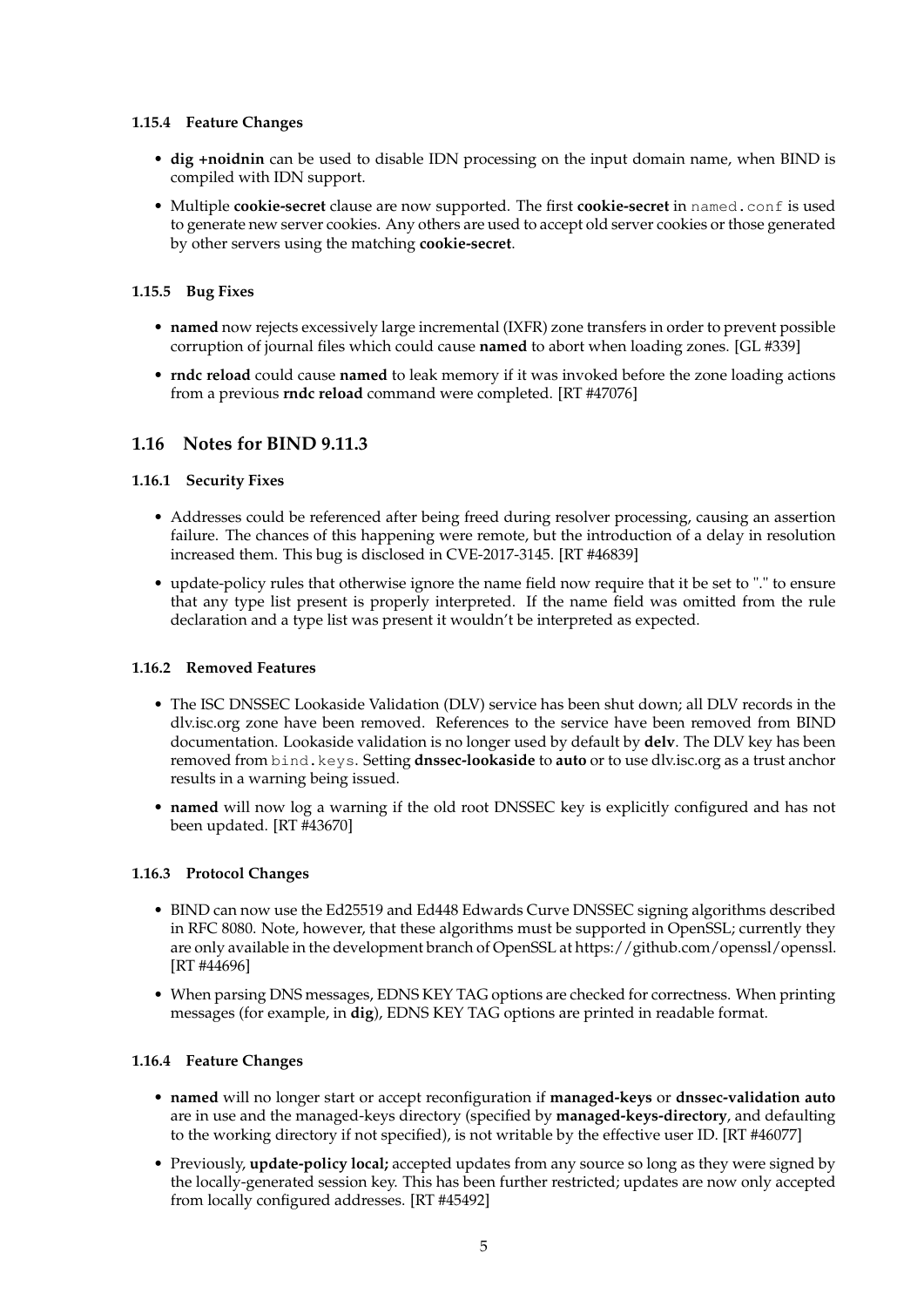#### 1.15.4 Feature Changes

- **dig +noidnin** can be used to disable IDN processing on the input domain name, when BIND is compiled with IDN support.
- Multiple **cookie-secret** clause are now supported. The first **cookie-secret** in `named.conf` is used to generate new server cookies. Any others are used to accept old server cookies or those generated by other servers using the matching **cookie-secret**.

#### 1.15.5 Bug Fixes

- **named** now rejects excessively large incremental (IXFR) zone transfers in order to prevent possible corruption of journal files which could cause **named** to abort when loading zones. [GL #339]
- **rndc reload** could cause **named** to leak memory if it was invoked before the zone loading actions from a previous **rndc reload** command were completed. [RT #47076]

## 1.16 Notes for BIND 9.11.3

#### 1.16.1 Security Fixes

- Addresses could be referenced after being freed during resolver processing, causing an assertion failure. The chances of this happening were remote, but the introduction of a delay in resolution increased them. This bug is disclosed in CVE-2017-3145. [RT #46839]
- update-policy rules that otherwise ignore the name field now require that it be set to "." to ensure that any type list present is properly interpreted. If the name field was omitted from the rule declaration and a type list was present it wouldn't be interpreted as expected.

#### 1.16.2 Removed Features

- The ISC DNSSEC Lookaside Validation (DLV) service has been shut down; all DLV records in the dlv.isc.org zone have been removed. References to the service have been removed from BIND documentation. Lookaside validation is no longer used by default by **delv**. The DLV key has been removed from `bind.keys`. Setting **dnssec-lookaside** to **auto** or to use dlv.isc.org as a trust anchor results in a warning being issued.
- **named** will now log a warning if the old root DNSSEC key is explicitly configured and has not been updated. [RT #43670]

#### 1.16.3 Protocol Changes

- BIND can now use the Ed25519 and Ed448 Edwards Curve DNSSEC signing algorithms described in RFC 8080. Note, however, that these algorithms must be supported in OpenSSL; currently they are only available in the development branch of OpenSSL at https://github.com/openssl/openssl. [RT #44696]
- When parsing DNS messages, EDNS KEY TAG options are checked for correctness. When printing messages (for example, in **dig**), EDNS KEY TAG options are printed in readable format.

#### 1.16.4 Feature Changes

- **named** will no longer start or accept reconfiguration if **managed-keys** or **dnssec-validation auto** are in use and the managed-keys directory (specified by **managed-keys-directory**, and defaulting to the working directory if not specified), is not writable by the effective user ID. [RT #46077]
- Previously, **update-policy local;** accepted updates from any source so long as they were signed by the locally-generated session key. This has been further restricted; updates are now only accepted from locally configured addresses. [RT #45492]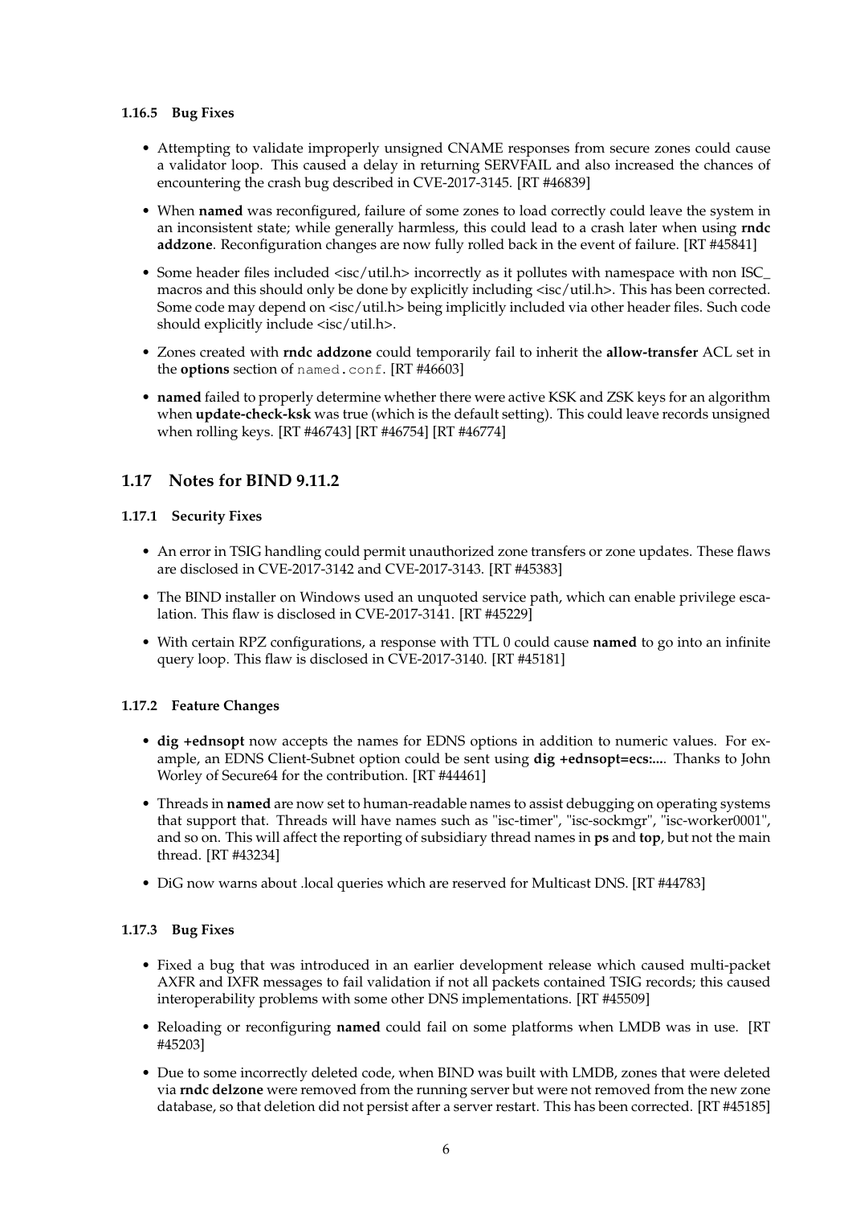#### 1.16.5 Bug Fixes

- Attempting to validate improperly unsigned CNAME responses from secure zones could cause a validator loop. This caused a delay in returning SERVFAIL and also increased the chances of encountering the crash bug described in CVE-2017-3145. [RT #46839]
- When **named** was reconfigured, failure of some zones to load correctly could leave the system in an inconsistent state; while generally harmless, this could lead to a crash later when using **rndc addzone**. Reconfiguration changes are now fully rolled back in the event of failure. [RT #45841]
- Some header files included <isc/util.h> incorrectly as it pollutes with namespace with non ISC_ macros and this should only be done by explicitly including <isc/util.h>. This has been corrected. Some code may depend on <isc/util.h> being implicitly included via other header files. Such code should explicitly include <isc/util.h>.
- Zones created with **rndc addzone** could temporarily fail to inherit the **allow-transfer** ACL set in the **options** section of `named.conf`. [RT #46603]
- **named** failed to properly determine whether there were active KSK and ZSK keys for an algorithm when **update-check-ksk** was true (which is the default setting). This could leave records unsigned when rolling keys. [RT #46743] [RT #46754] [RT #46774]

## 1.17 Notes for BIND 9.11.2

#### 1.17.1 Security Fixes

- An error in TSIG handling could permit unauthorized zone transfers or zone updates. These flaws are disclosed in CVE-2017-3142 and CVE-2017-3143. [RT #45383]
- The BIND installer on Windows used an unquoted service path, which can enable privilege escalation. This flaw is disclosed in CVE-2017-3141. [RT #45229]
- With certain RPZ configurations, a response with TTL 0 could cause **named** to go into an infinite query loop. This flaw is disclosed in CVE-2017-3140. [RT #45181]

#### 1.17.2 Feature Changes

- **dig +ednsopt** now accepts the names for EDNS options in addition to numeric values. For example, an EDNS Client-Subnet option could be sent using **dig +ednsopt=ecs:...**. Thanks to John Worley of Secure64 for the contribution. [RT #44461]
- Threads in **named** are now set to human-readable names to assist debugging on operating systems that support that. Threads will have names such as "isc-timer", "isc-sockmgr", "isc-worker0001", and so on. This will affect the reporting of subsidiary thread names in **ps** and **top**, but not the main thread. [RT #43234]
- DiG now warns about .local queries which are reserved for Multicast DNS. [RT #44783]

#### 1.17.3 Bug Fixes

- Fixed a bug that was introduced in an earlier development release which caused multi-packet AXFR and IXFR messages to fail validation if not all packets contained TSIG records; this caused interoperability problems with some other DNS implementations. [RT #45509]
- Reloading or reconfiguring **named** could fail on some platforms when LMDB was in use. [RT #45203]
- Due to some incorrectly deleted code, when BIND was built with LMDB, zones that were deleted via **rndc delzone** were removed from the running server but were not removed from the new zone database, so that deletion did not persist after a server restart. This has been corrected. [RT #45185]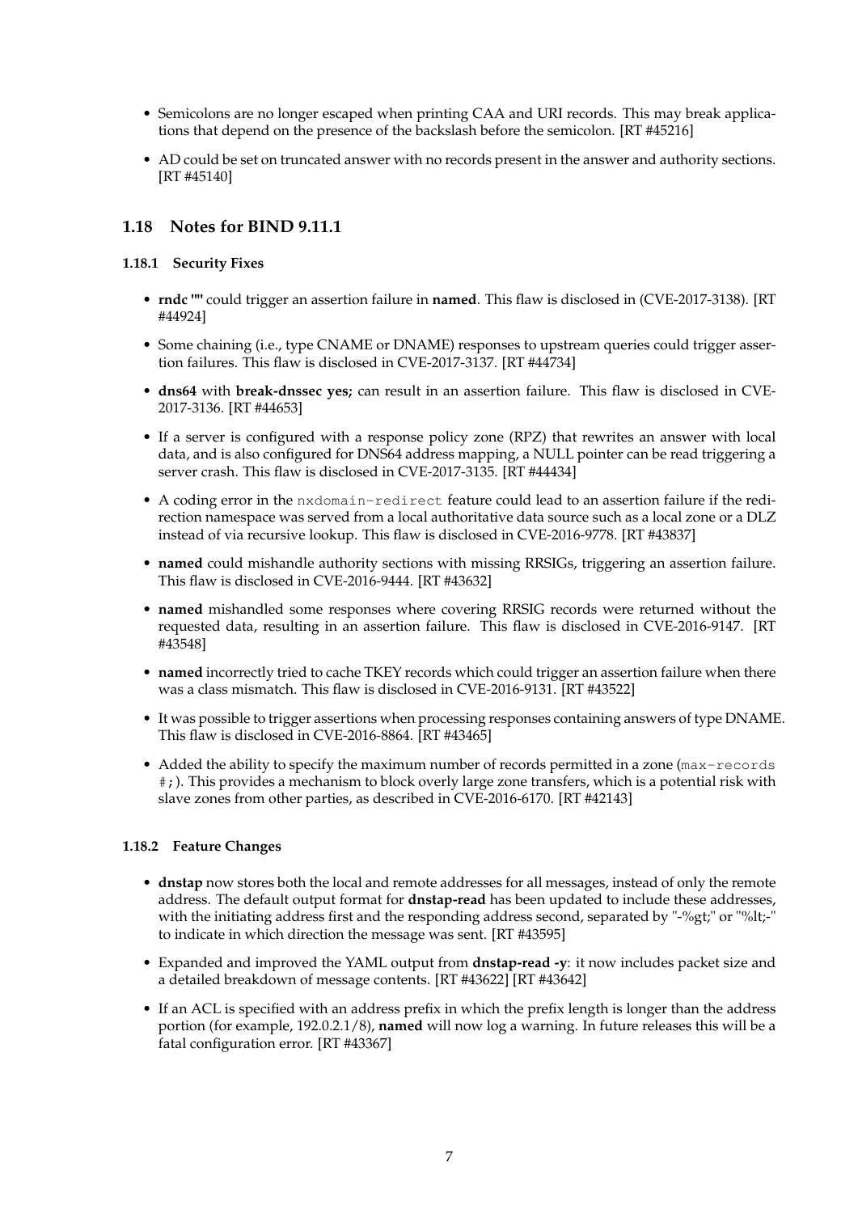- Semicolons are no longer escaped when printing CAA and URI records. This may break applications that depend on the presence of the backslash before the semicolon. [RT #45216]
- AD could be set on truncated answer with no records present in the answer and authority sections. [RT #45140]

## 1.18 Notes for BIND 9.11.1

### 1.18.1 Security Fixes

- **rndc ""** could trigger an assertion failure in **named**. This flaw is disclosed in (CVE-2017-3138). [RT #44924]
- Some chaining (i.e., type CNAME or DNAME) responses to upstream queries could trigger assertion failures. This flaw is disclosed in CVE-2017-3137. [RT #44734]
- **dns64** with **break-dnssec yes;** can result in an assertion failure. This flaw is disclosed in CVE-2017-3136. [RT #44653]
- If a server is configured with a response policy zone (RPZ) that rewrites an answer with local data, and is also configured for DNS64 address mapping, a NULL pointer can be read triggering a server crash. This flaw is disclosed in CVE-2017-3135. [RT #44434]
- A coding error in the `nxdomain-redirect` feature could lead to an assertion failure if the redirection namespace was served from a local authoritative data source such as a local zone or a DLZ instead of via recursive lookup. This flaw is disclosed in CVE-2016-9778. [RT #43837]
- **named** could mishandle authority sections with missing RRSIGs, triggering an assertion failure. This flaw is disclosed in CVE-2016-9444. [RT #43632]
- **named** mishandled some responses where covering RRSIG records were returned without the requested data, resulting in an assertion failure. This flaw is disclosed in CVE-2016-9147. [RT #43548]
- **named** incorrectly tried to cache TKEY records which could trigger an assertion failure when there was a class mismatch. This flaw is disclosed in CVE-2016-9131. [RT #43522]
- It was possible to trigger assertions when processing responses containing answers of type DNAME. This flaw is disclosed in CVE-2016-8864. [RT #43465]
- Added the ability to specify the maximum number of records permitted in a zone (`max-records #;`). This provides a mechanism to block overly large zone transfers, which is a potential risk with slave zones from other parties, as described in CVE-2016-6170. [RT #42143]

### 1.18.2 Feature Changes

- **dnstap** now stores both the local and remote addresses for all messages, instead of only the remote address. The default output format for **dnstap-read** has been updated to include these addresses, with the initiating address first and the responding address second, separated by "-%gt;" or "%lt;-" to indicate in which direction the message was sent. [RT #43595]
- Expanded and improved the YAML output from **dnstap-read -y**: it now includes packet size and a detailed breakdown of message contents. [RT #43622] [RT #43642]
- If an ACL is specified with an address prefix in which the prefix length is longer than the address portion (for example, 192.0.2.1/8), **named** will now log a warning. In future releases this will be a fatal configuration error. [RT #43367]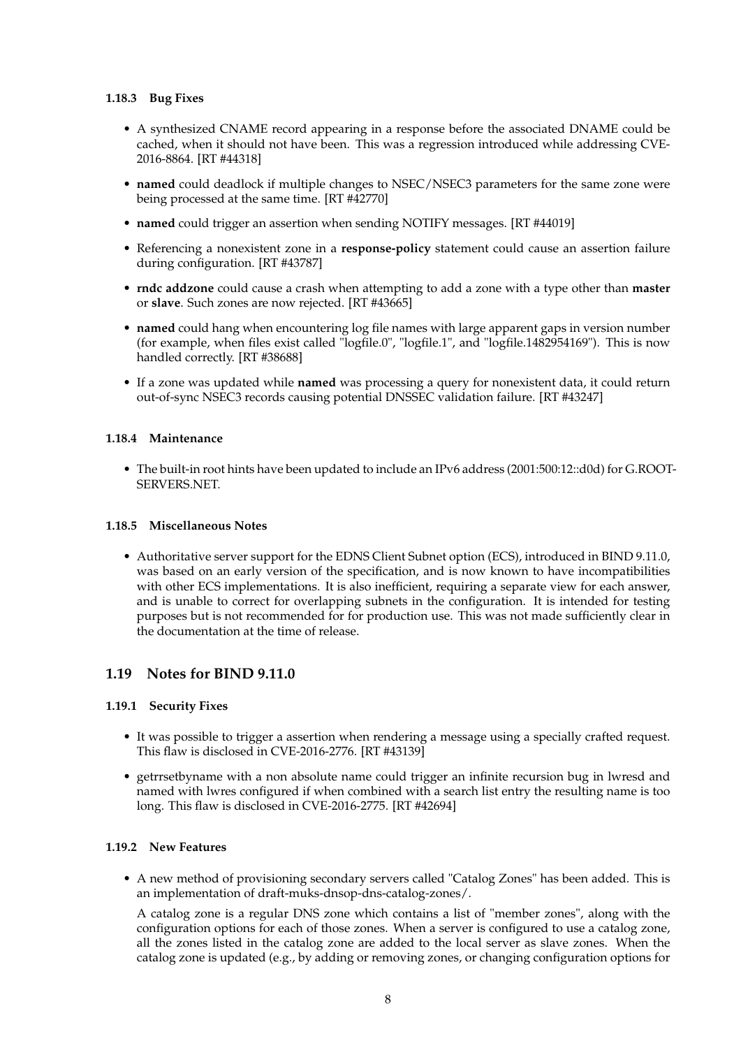### 1.18.3 Bug Fixes

- A synthesized CNAME record appearing in a response before the associated DNAME could be cached, when it should not have been. This was a regression introduced while addressing CVE-2016-8864. [RT #44318]
- **named** could deadlock if multiple changes to NSEC/NSEC3 parameters for the same zone were being processed at the same time. [RT #42770]
- **named** could trigger an assertion when sending NOTIFY messages. [RT #44019]
- Referencing a nonexistent zone in a **response-policy** statement could cause an assertion failure during configuration. [RT #43787]
- **rndc addzone** could cause a crash when attempting to add a zone with a type other than **master** or **slave**. Such zones are now rejected. [RT #43665]
- **named** could hang when encountering log file names with large apparent gaps in version number (for example, when files exist called "logfile.0", "logfile.1", and "logfile.1482954169"). This is now handled correctly. [RT #38688]
- If a zone was updated while **named** was processing a query for nonexistent data, it could return out-of-sync NSEC3 records causing potential DNSSEC validation failure. [RT #43247]

### 1.18.4 Maintenance

- The built-in root hints have been updated to include an IPv6 address (2001:500:12::d0d) for G.ROOT-SERVERS.NET.

### 1.18.5 Miscellaneous Notes

- Authoritative server support for the EDNS Client Subnet option (ECS), introduced in BIND 9.11.0, was based on an early version of the specification, and is now known to have incompatibilities with other ECS implementations. It is also inefficient, requiring a separate view for each answer, and is unable to correct for overlapping subnets in the configuration. It is intended for testing purposes but is not recommended for for production use. This was not made sufficiently clear in the documentation at the time of release.

## 1.19 Notes for BIND 9.11.0

### 1.19.1 Security Fixes

- It was possible to trigger a assertion when rendering a message using a specially crafted request. This flaw is disclosed in CVE-2016-2776. [RT #43139]
- getrrsetbyname with a non absolute name could trigger an infinite recursion bug in lwresd and named with lwres configured if when combined with a search list entry the resulting name is too long. This flaw is disclosed in CVE-2016-2775. [RT #42694]

### 1.19.2 New Features

- A new method of provisioning secondary servers called "Catalog Zones" has been added. This is an implementation of draft-muks-dnsop-dns-catalog-zones/.

  A catalog zone is a regular DNS zone which contains a list of "member zones", along with the configuration options for each of those zones. When a server is configured to use a catalog zone, all the zones listed in the catalog zone are added to the local server as slave zones. When the catalog zone is updated (e.g., by adding or removing zones, or changing configuration options for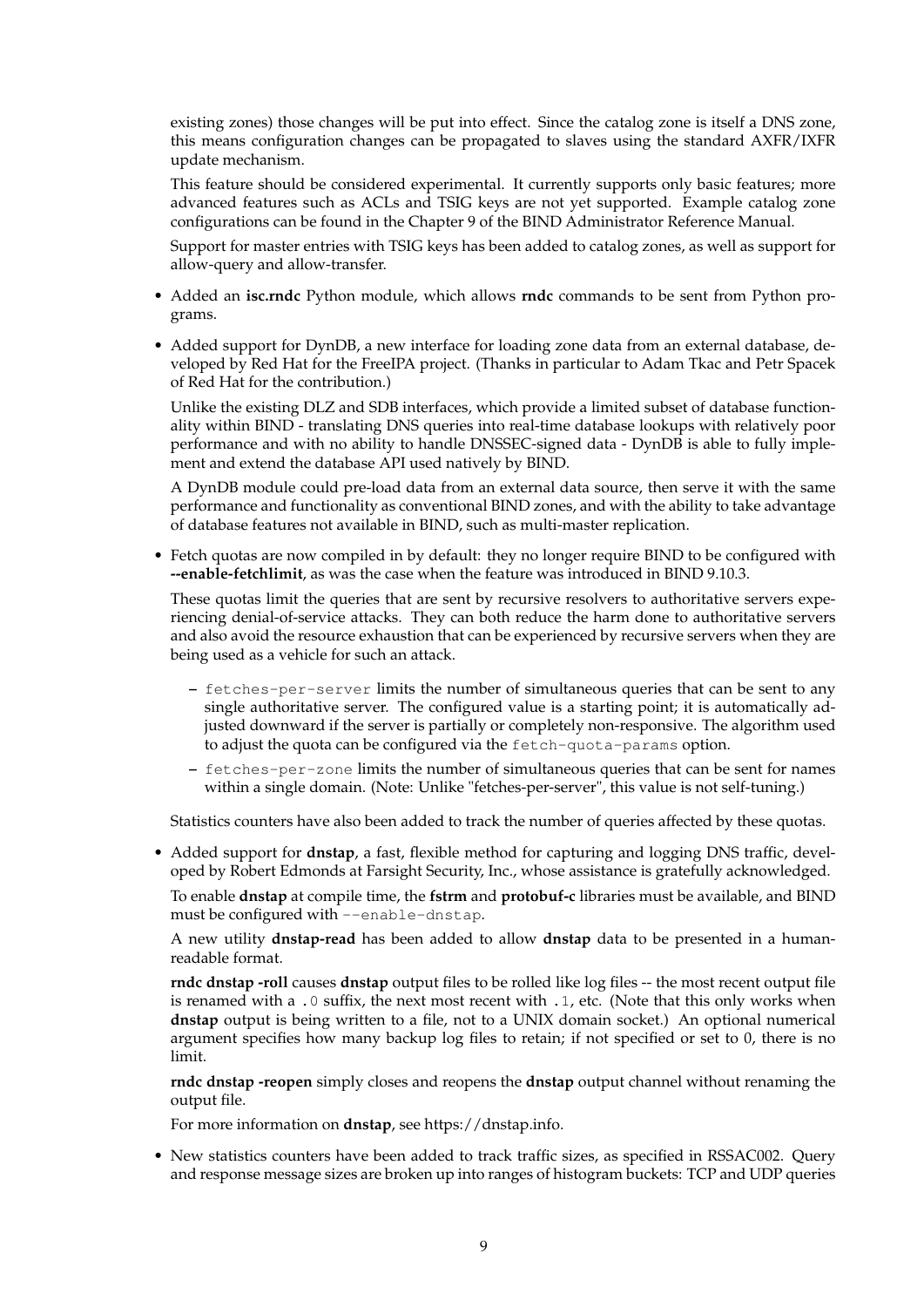existing zones) those changes will be put into effect. Since the catalog zone is itself a DNS zone, this means configuration changes can be propagated to slaves using the standard AXFR/IXFR update mechanism.

This feature should be considered experimental. It currently supports only basic features; more advanced features such as ACLs and TSIG keys are not yet supported. Example catalog zone configurations can be found in the Chapter 9 of the BIND Administrator Reference Manual.

Support for master entries with TSIG keys has been added to catalog zones, as well as support for allow-query and allow-transfer.

- Added an **isc.rndc** Python module, which allows **rndc** commands to be sent from Python programs.

- Added support for DynDB, a new interface for loading zone data from an external database, developed by Red Hat for the FreeIPA project. (Thanks in particular to Adam Tkac and Petr Spacek of Red Hat for the contribution.)

  Unlike the existing DLZ and SDB interfaces, which provide a limited subset of database functionality within BIND - translating DNS queries into real-time database lookups with relatively poor performance and with no ability to handle DNSSEC-signed data - DynDB is able to fully implement and extend the database API used natively by BIND.

  A DynDB module could pre-load data from an external data source, then serve it with the same performance and functionality as conventional BIND zones, and with the ability to take advantage of database features not available in BIND, such as multi-master replication.

- Fetch quotas are now compiled in by default: they no longer require BIND to be configured with **--enable-fetchlimit**, as was the case when the feature was introduced in BIND 9.10.3.

  These quotas limit the queries that are sent by recursive resolvers to authoritative servers experiencing denial-of-service attacks. They can both reduce the harm done to authoritative servers and also avoid the resource exhaustion that can be experienced by recursive servers when they are being used as a vehicle for such an attack.

  - `fetches-per-server` limits the number of simultaneous queries that can be sent to any single authoritative server. The configured value is a starting point; it is automatically adjusted downward if the server is partially or completely non-responsive. The algorithm used to adjust the quota can be configured via the `fetch-quota-params` option.
  - `fetches-per-zone` limits the number of simultaneous queries that can be sent for names within a single domain. (Note: Unlike "fetches-per-server", this value is not self-tuning.)

  Statistics counters have also been added to track the number of queries affected by these quotas.

- Added support for **dnstap**, a fast, flexible method for capturing and logging DNS traffic, developed by Robert Edmonds at Farsight Security, Inc., whose assistance is gratefully acknowledged.

  To enable **dnstap** at compile time, the **fstrm** and **protobuf-c** libraries must be available, and BIND must be configured with `--enable-dnstap`.

  A new utility **dnstap-read** has been added to allow **dnstap** data to be presented in a human-readable format.

  **rndc dnstap -roll** causes **dnstap** output files to be rolled like log files -- the most recent output file is renamed with a `.0` suffix, the next most recent with `.1`, etc. (Note that this only works when **dnstap** output is being written to a file, not to a UNIX domain socket.) An optional numerical argument specifies how many backup log files to retain; if not specified or set to 0, there is no limit.

  **rndc dnstap -reopen** simply closes and reopens the **dnstap** output channel without renaming the output file.

  For more information on **dnstap**, see https://dnstap.info.

- New statistics counters have been added to track traffic sizes, as specified in RSSAC002. Query and response message sizes are broken up into ranges of histogram buckets: TCP and UDP queries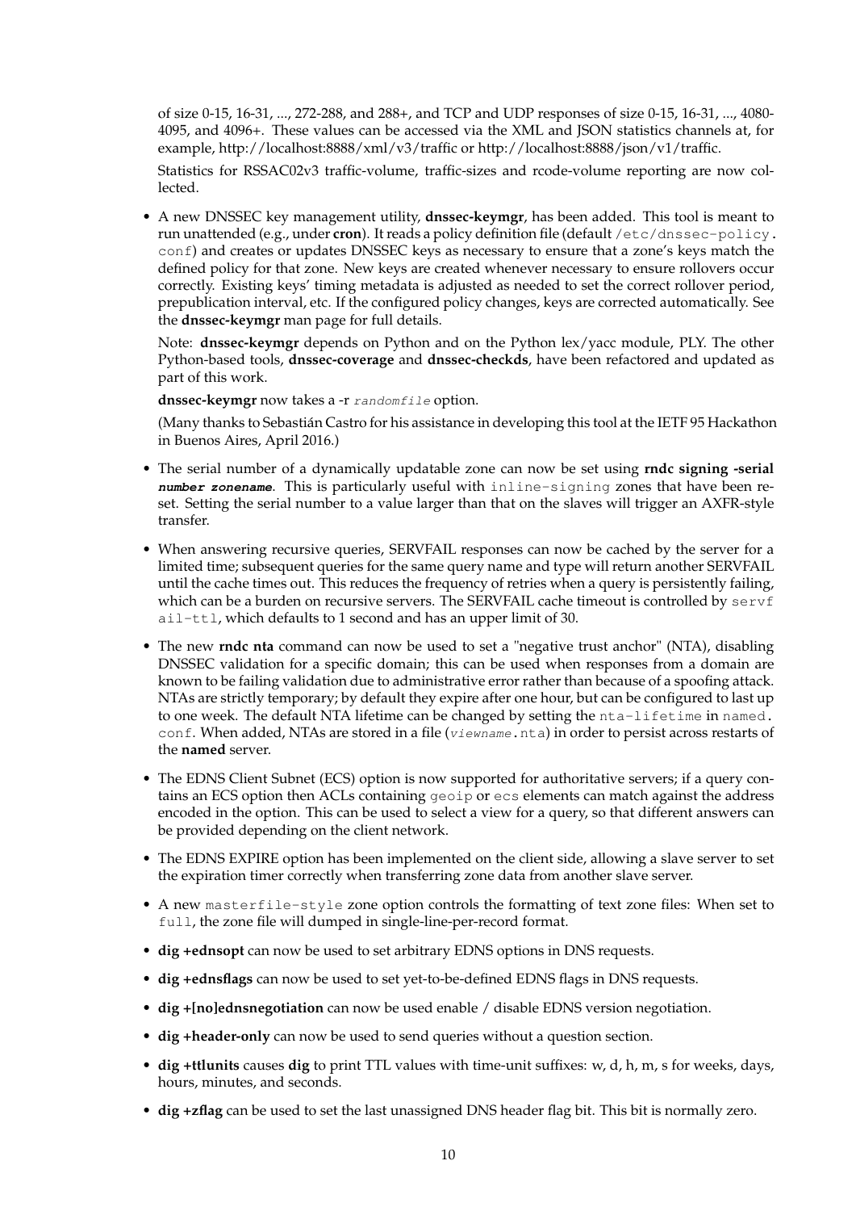of size 0-15, 16-31, ..., 272-288, and 288+, and TCP and UDP responses of size 0-15, 16-31, ..., 4080-4095, and 4096+. These values can be accessed via the XML and JSON statistics channels at, for example, http://localhost:8888/xml/v3/traffic or http://localhost:8888/json/v1/traffic.

Statistics for RSSAC02v3 traffic-volume, traffic-sizes and rcode-volume reporting are now collected.

- A new DNSSEC key management utility, **dnssec-keymgr**, has been added. This tool is meant to run unattended (e.g., under **cron**). It reads a policy definition file (default `/etc/dnssec-policy.conf`) and creates or updates DNSSEC keys as necessary to ensure that a zone's keys match the defined policy for that zone. New keys are created whenever necessary to ensure rollovers occur correctly. Existing keys' timing metadata is adjusted as needed to set the correct rollover period, prepublication interval, etc. If the configured policy changes, keys are corrected automatically. See the **dnssec-keymgr** man page for full details.

  Note: **dnssec-keymgr** depends on Python and on the Python lex/yacc module, PLY. The other Python-based tools, **dnssec-coverage** and **dnssec-checkds**, have been refactored and updated as part of this work.

  **dnssec-keymgr** now takes a -r *randomfile* option.

  (Many thanks to Sebastián Castro for his assistance in developing this tool at the IETF 95 Hackathon in Buenos Aires, April 2016.)

- The serial number of a dynamically updatable zone can now be set using **rndc signing -serial *number zonename***. This is particularly useful with `inline-signing` zones that have been reset. Setting the serial number to a value larger than that on the slaves will trigger an AXFR-style transfer.

- When answering recursive queries, SERVFAIL responses can now be cached by the server for a limited time; subsequent queries for the same query name and type will return another SERVFAIL until the cache times out. This reduces the frequency of retries when a query is persistently failing, which can be a burden on recursive servers. The SERVFAIL cache timeout is controlled by `servfail-ttl`, which defaults to 1 second and has an upper limit of 30.

- The new **rndc nta** command can now be used to set a "negative trust anchor" (NTA), disabling DNSSEC validation for a specific domain; this can be used when responses from a domain are known to be failing validation due to administrative error rather than because of a spoofing attack. NTAs are strictly temporary; by default they expire after one hour, but can be configured to last up to one week. The default NTA lifetime can be changed by setting the `nta-lifetime` in `named.conf`. When added, NTAs are stored in a file (*viewname*`.nta`) in order to persist across restarts of the **named** server.

- The EDNS Client Subnet (ECS) option is now supported for authoritative servers; if a query contains an ECS option then ACLs containing `geoip` or `ecs` elements can match against the address encoded in the option. This can be used to select a view for a query, so that different answers can be provided depending on the client network.

- The EDNS EXPIRE option has been implemented on the client side, allowing a slave server to set the expiration timer correctly when transferring zone data from another slave server.

- A new `masterfile-style` zone option controls the formatting of text zone files: When set to `full`, the zone file will dumped in single-line-per-record format.

- **dig +ednsopt** can now be used to set arbitrary EDNS options in DNS requests.

- **dig +ednsflags** can now be used to set yet-to-be-defined EDNS flags in DNS requests.

- **dig +[no]ednsnegotiation** can now be used enable / disable EDNS version negotiation.

- **dig +header-only** can now be used to send queries without a question section.

- **dig +ttlunits** causes **dig** to print TTL values with time-unit suffixes: w, d, h, m, s for weeks, days, hours, minutes, and seconds.

- **dig +zflag** can be used to set the last unassigned DNS header flag bit. This bit is normally zero.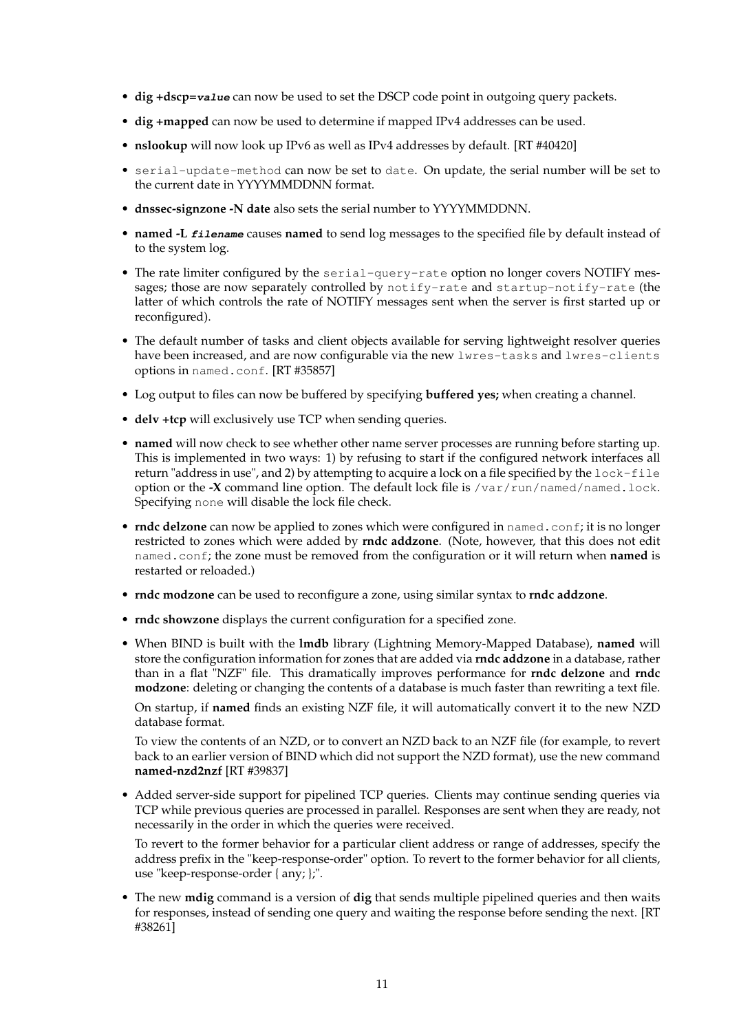- **dig +dscp=*value*** can now be used to set the DSCP code point in outgoing query packets.
- **dig +mapped** can now be used to determine if mapped IPv4 addresses can be used.
- **nslookup** will now look up IPv6 as well as IPv4 addresses by default. [RT #40420]
- `serial-update-method` can now be set to `date`. On update, the serial number will be set to the current date in YYYYMMDDNN format.
- **dnssec-signzone -N date** also sets the serial number to YYYYMMDDNN.
- **named -L *filename*** causes **named** to send log messages to the specified file by default instead of to the system log.
- The rate limiter configured by the `serial-query-rate` option no longer covers NOTIFY messages; those are now separately controlled by `notify-rate` and `startup-notify-rate` (the latter of which controls the rate of NOTIFY messages sent when the server is first started up or reconfigured).
- The default number of tasks and client objects available for serving lightweight resolver queries have been increased, and are now configurable via the new `lwres-tasks` and `lwres-clients` options in `named.conf`. [RT #35857]
- Log output to files can now be buffered by specifying **buffered yes;** when creating a channel.
- **delv +tcp** will exclusively use TCP when sending queries.
- **named** will now check to see whether other name server processes are running before starting up. This is implemented in two ways: 1) by refusing to start if the configured network interfaces all return "address in use", and 2) by attempting to acquire a lock on a file specified by the `lock-file` option or the **-X** command line option. The default lock file is `/var/run/named/named.lock`. Specifying `none` will disable the lock file check.
- **rndc delzone** can now be applied to zones which were configured in `named.conf`; it is no longer restricted to zones which were added by **rndc addzone**. (Note, however, that this does not edit `named.conf`; the zone must be removed from the configuration or it will return when **named** is restarted or reloaded.)
- **rndc modzone** can be used to reconfigure a zone, using similar syntax to **rndc addzone**.
- **rndc showzone** displays the current configuration for a specified zone.
- When BIND is built with the **lmdb** library (Lightning Memory-Mapped Database), **named** will store the configuration information for zones that are added via **rndc addzone** in a database, rather than in a flat "NZF" file. This dramatically improves performance for **rndc delzone** and **rndc modzone**: deleting or changing the contents of a database is much faster than rewriting a text file.

  On startup, if **named** finds an existing NZF file, it will automatically convert it to the new NZD database format.

  To view the contents of an NZD, or to convert an NZD back to an NZF file (for example, to revert back to an earlier version of BIND which did not support the NZD format), use the new command **named-nzd2nzf** [RT #39837]
- Added server-side support for pipelined TCP queries. Clients may continue sending queries via TCP while previous queries are processed in parallel. Responses are sent when they are ready, not necessarily in the order in which the queries were received.

  To revert to the former behavior for a particular client address or range of addresses, specify the address prefix in the "keep-response-order" option. To revert to the former behavior for all clients, use "keep-response-order { any; };".
- The new **mdig** command is a version of **dig** that sends multiple pipelined queries and then waits for responses, instead of sending one query and waiting the response before sending the next. [RT #38261]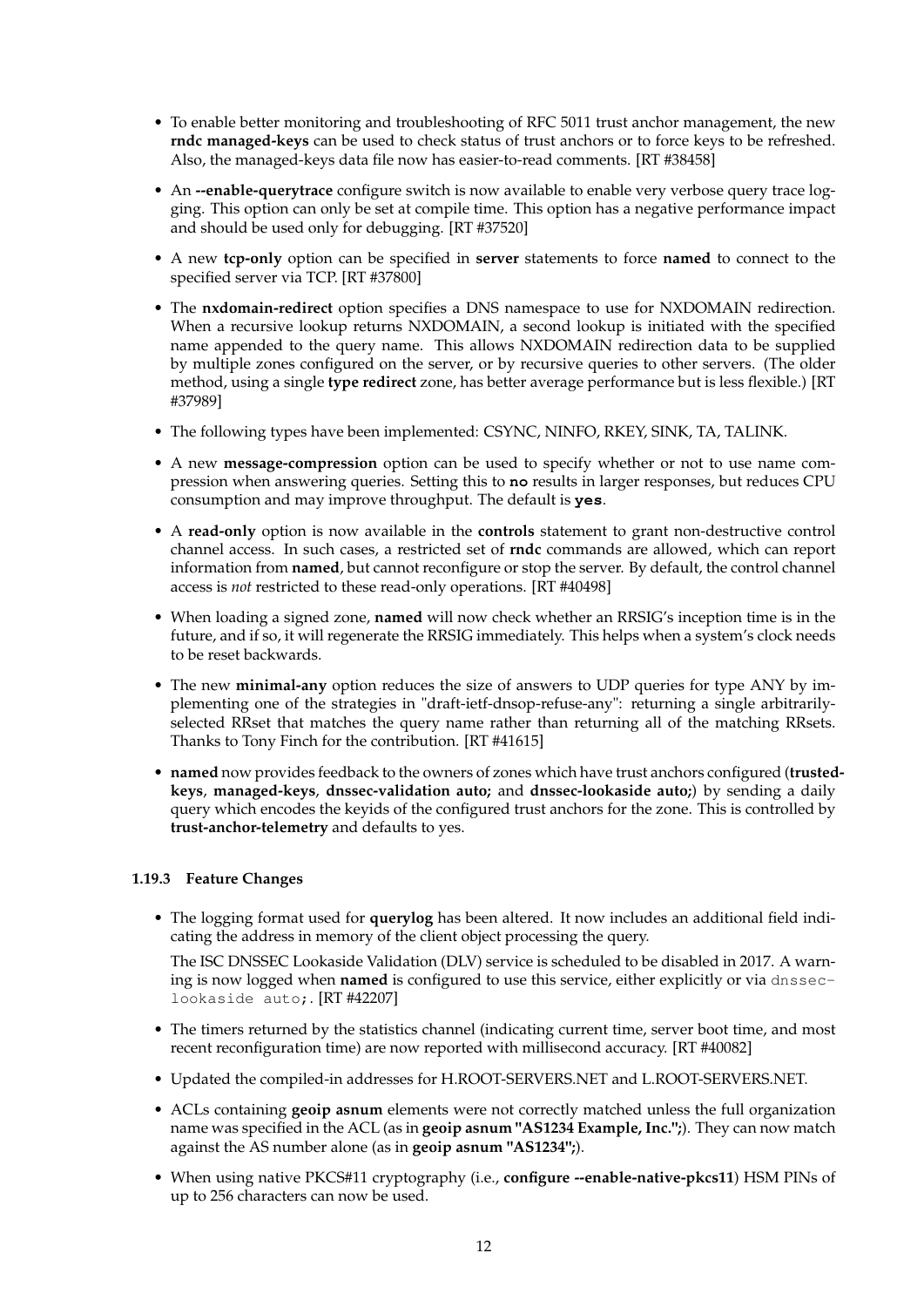- To enable better monitoring and troubleshooting of RFC 5011 trust anchor management, the new **rndc managed-keys** can be used to check status of trust anchors or to force keys to be refreshed. Also, the managed-keys data file now has easier-to-read comments. [RT #38458]
- An **--enable-querytrace** configure switch is now available to enable very verbose query trace logging. This option can only be set at compile time. This option has a negative performance impact and should be used only for debugging. [RT #37520]
- A new **tcp-only** option can be specified in **server** statements to force **named** to connect to the specified server via TCP. [RT #37800]
- The **nxdomain-redirect** option specifies a DNS namespace to use for NXDOMAIN redirection. When a recursive lookup returns NXDOMAIN, a second lookup is initiated with the specified name appended to the query name. This allows NXDOMAIN redirection data to be supplied by multiple zones configured on the server, or by recursive queries to other servers. (The older method, using a single **type redirect** zone, has better average performance but is less flexible.) [RT #37989]
- The following types have been implemented: CSYNC, NINFO, RKEY, SINK, TA, TALINK.
- A new **message-compression** option can be used to specify whether or not to use name compression when answering queries. Setting this to **no** results in larger responses, but reduces CPU consumption and may improve throughput. The default is **yes**.
- A **read-only** option is now available in the **controls** statement to grant non-destructive control channel access. In such cases, a restricted set of **rndc** commands are allowed, which can report information from **named**, but cannot reconfigure or stop the server. By default, the control channel access is *not* restricted to these read-only operations. [RT #40498]
- When loading a signed zone, **named** will now check whether an RRSIG's inception time is in the future, and if so, it will regenerate the RRSIG immediately. This helps when a system's clock needs to be reset backwards.
- The new **minimal-any** option reduces the size of answers to UDP queries for type ANY by implementing one of the strategies in "draft-ietf-dnsop-refuse-any": returning a single arbitrarily-selected RRset that matches the query name rather than returning all of the matching RRsets. Thanks to Tony Finch for the contribution. [RT #41615]
- **named** now provides feedback to the owners of zones which have trust anchors configured (**trusted-keys**, **managed-keys**, **dnssec-validation auto;** and **dnssec-lookaside auto;**) by sending a daily query which encodes the keyids of the configured trust anchors for the zone. This is controlled by **trust-anchor-telemetry** and defaults to yes.

### 1.19.3 Feature Changes

- The logging format used for **querylog** has been altered. It now includes an additional field indicating the address in memory of the client object processing the query.

  The ISC DNSSEC Lookaside Validation (DLV) service is scheduled to be disabled in 2017. A warning is now logged when **named** is configured to use this service, either explicitly or via `dnssec-lookaside auto;`. [RT #42207]
- The timers returned by the statistics channel (indicating current time, server boot time, and most recent reconfiguration time) are now reported with millisecond accuracy. [RT #40082]
- Updated the compiled-in addresses for H.ROOT-SERVERS.NET and L.ROOT-SERVERS.NET.
- ACLs containing **geoip asnum** elements were not correctly matched unless the full organization name was specified in the ACL (as in **geoip asnum "AS1234 Example, Inc.";**). They can now match against the AS number alone (as in **geoip asnum "AS1234";**).
- When using native PKCS#11 cryptography (i.e., **configure --enable-native-pkcs11**) HSM PINs of up to 256 characters can now be used.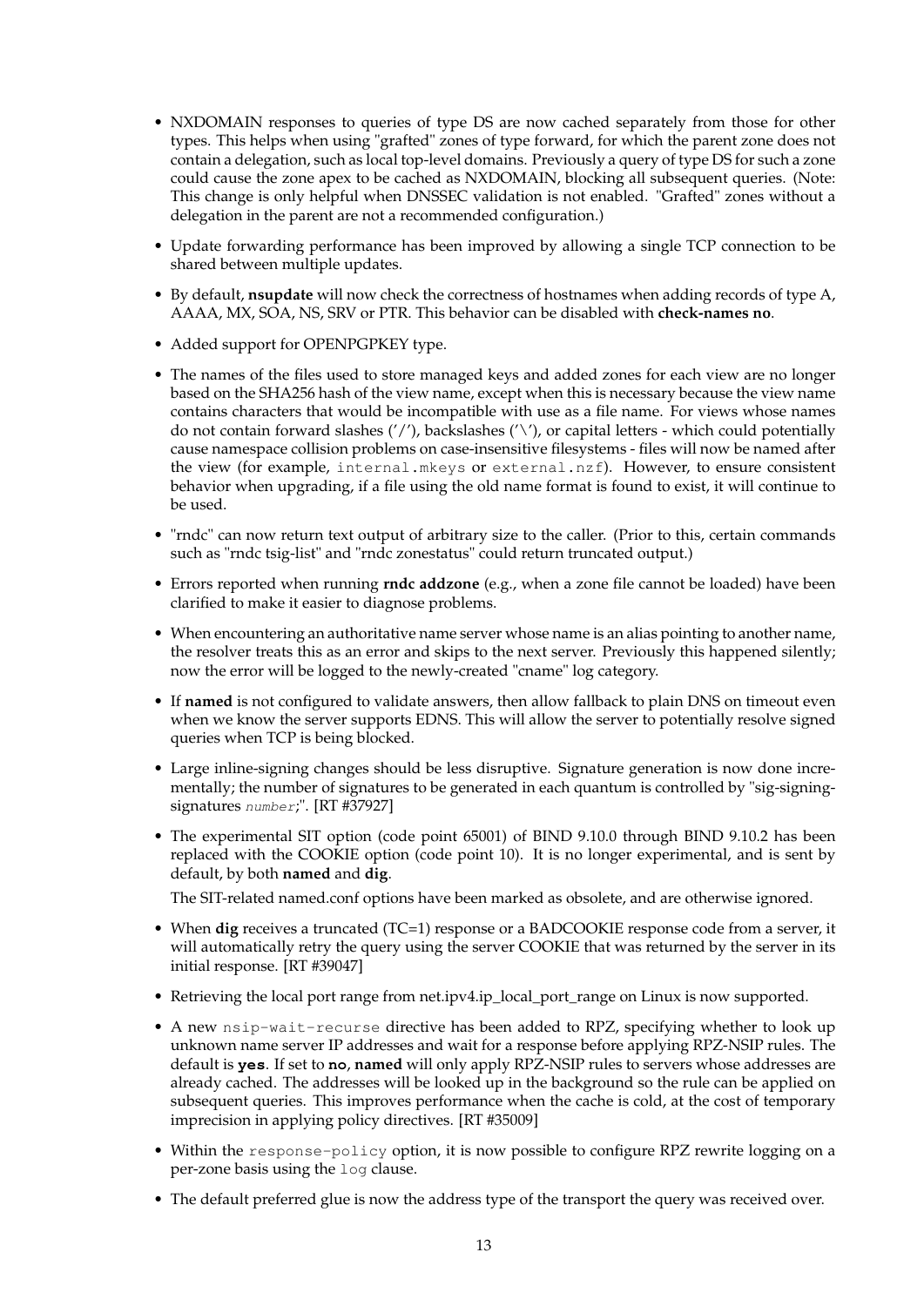- NXDOMAIN responses to queries of type DS are now cached separately from those for other types. This helps when using "grafted" zones of type forward, for which the parent zone does not contain a delegation, such as local top-level domains. Previously a query of type DS for such a zone could cause the zone apex to be cached as NXDOMAIN, blocking all subsequent queries. (Note: This change is only helpful when DNSSEC validation is not enabled. "Grafted" zones without a delegation in the parent are not a recommended configuration.)
- Update forwarding performance has been improved by allowing a single TCP connection to be shared between multiple updates.
- By default, **nsupdate** will now check the correctness of hostnames when adding records of type A, AAAA, MX, SOA, NS, SRV or PTR. This behavior can be disabled with **check-names no**.
- Added support for OPENPGPKEY type.
- The names of the files used to store managed keys and added zones for each view are no longer based on the SHA256 hash of the view name, except when this is necessary because the view name contains characters that would be incompatible with use as a file name. For views whose names do not contain forward slashes ('/'), backslashes ('\'), or capital letters - which could potentially cause namespace collision problems on case-insensitive filesystems - files will now be named after the view (for example, `internal.mkeys` or `external.nzf`). However, to ensure consistent behavior when upgrading, if a file using the old name format is found to exist, it will continue to be used.
- "rndc" can now return text output of arbitrary size to the caller. (Prior to this, certain commands such as "rndc tsig-list" and "rndc zonestatus" could return truncated output.)
- Errors reported when running **rndc addzone** (e.g., when a zone file cannot be loaded) have been clarified to make it easier to diagnose problems.
- When encountering an authoritative name server whose name is an alias pointing to another name, the resolver treats this as an error and skips to the next server. Previously this happened silently; now the error will be logged to the newly-created "cname" log category.
- If **named** is not configured to validate answers, then allow fallback to plain DNS on timeout even when we know the server supports EDNS. This will allow the server to potentially resolve signed queries when TCP is being blocked.
- Large inline-signing changes should be less disruptive. Signature generation is now done incrementally; the number of signatures to be generated in each quantum is controlled by "sig-signing-signatures *number*;". [RT #37927]
- The experimental SIT option (code point 65001) of BIND 9.10.0 through BIND 9.10.2 has been replaced with the COOKIE option (code point 10). It is no longer experimental, and is sent by default, by both **named** and **dig**.

  The SIT-related named.conf options have been marked as obsolete, and are otherwise ignored.
- When **dig** receives a truncated (TC=1) response or a BADCOOKIE response code from a server, it will automatically retry the query using the server COOKIE that was returned by the server in its initial response. [RT #39047]
- Retrieving the local port range from net.ipv4.ip_local_port_range on Linux is now supported.
- A new `nsip-wait-recurse` directive has been added to RPZ, specifying whether to look up unknown name server IP addresses and wait for a response before applying RPZ-NSIP rules. The default is **`yes`**. If set to **`no`**, **named** will only apply RPZ-NSIP rules to servers whose addresses are already cached. The addresses will be looked up in the background so the rule can be applied on subsequent queries. This improves performance when the cache is cold, at the cost of temporary imprecision in applying policy directives. [RT #35009]
- Within the `response-policy` option, it is now possible to configure RPZ rewrite logging on a per-zone basis using the `log` clause.
- The default preferred glue is now the address type of the transport the query was received over.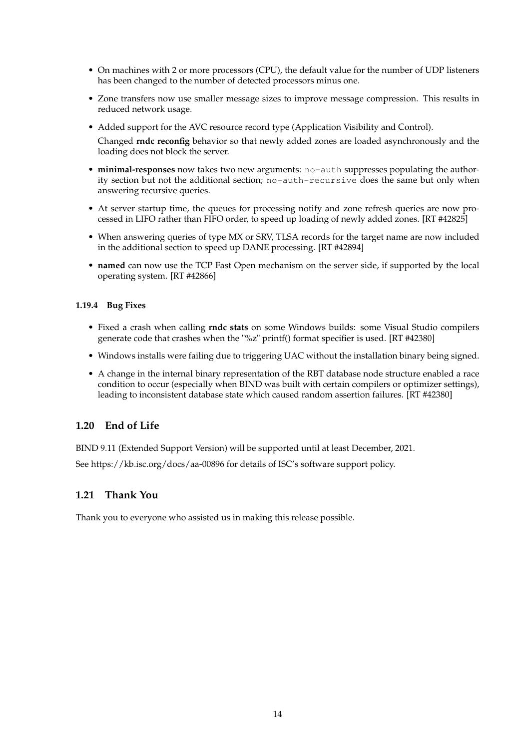- On machines with 2 or more processors (CPU), the default value for the number of UDP listeners has been changed to the number of detected processors minus one.
- Zone transfers now use smaller message sizes to improve message compression. This results in reduced network usage.
- Added support for the AVC resource record type (Application Visibility and Control).

  Changed **rndc reconfig** behavior so that newly added zones are loaded asynchronously and the loading does not block the server.
- **minimal-responses** now takes two new arguments: `no-auth` suppresses populating the authority section but not the additional section; `no-auth-recursive` does the same but only when answering recursive queries.
- At server startup time, the queues for processing notify and zone refresh queries are now processed in LIFO rather than FIFO order, to speed up loading of newly added zones. [RT #42825]
- When answering queries of type MX or SRV, TLSA records for the target name are now included in the additional section to speed up DANE processing. [RT #42894]
- **named** can now use the TCP Fast Open mechanism on the server side, if supported by the local operating system. [RT #42866]

#### 1.19.4 Bug Fixes

- Fixed a crash when calling **rndc stats** on some Windows builds: some Visual Studio compilers generate code that crashes when the "%z" printf() format specifier is used. [RT #42380]
- Windows installs were failing due to triggering UAC without the installation binary being signed.
- A change in the internal binary representation of the RBT database node structure enabled a race condition to occur (especially when BIND was built with certain compilers or optimizer settings), leading to inconsistent database state which caused random assertion failures. [RT #42380]

## 1.20 End of Life

BIND 9.11 (Extended Support Version) will be supported until at least December, 2021.

See https://kb.isc.org/docs/aa-00896 for details of ISC's software support policy.

## 1.21 Thank You

Thank you to everyone who assisted us in making this release possible.